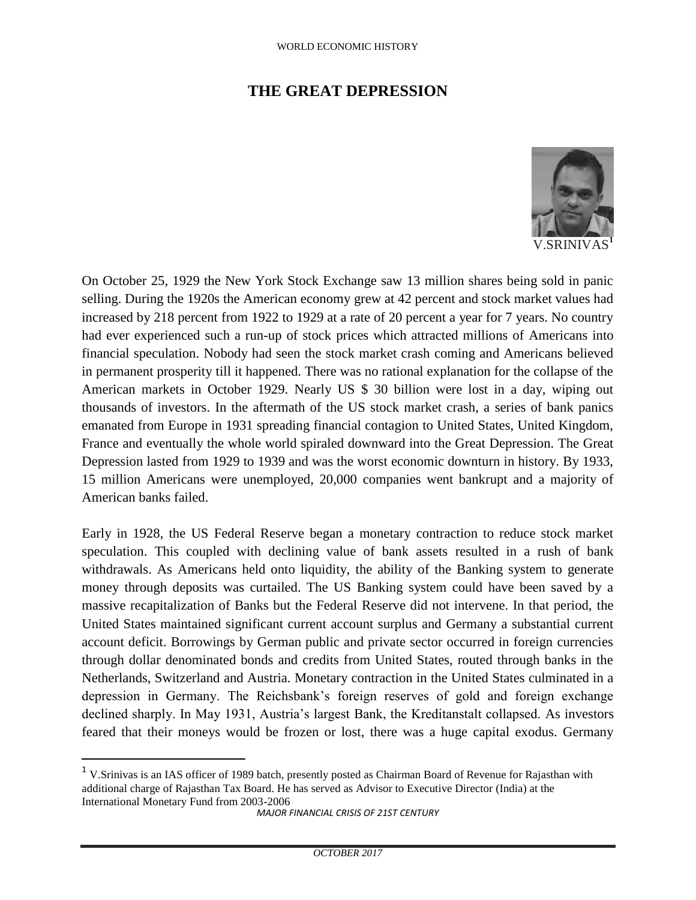# THE GREAT DEPRESSION

V.SRINIVAS[1]

On October 25, 1929 the New York Stock Exchange saw 13 million shares being sold in panic selling. During the 1920s the American economy grew at 42 percent and stock market values had increased by 218 percent from 1922 to 1929 at a rate of 20 percent a year for 7 years. No country had ever experienced such a run-up of stock prices which attracted millions of Americans into financial speculation. Nobody had seen the stock market crash coming and Americans believed in permanent prosperity till it happened. There was no rational explanation for the collapse of the American markets in October 1929. Nearly US $ 30 billion were lost in a day, wiping out thousands of investors. In the aftermath of the US stock market crash, a series of bank panics emanated from Europe in 1931 spreading financial contagion to United States, United Kingdom, France and eventually the whole world spiraled downward into the Great Depression. The Great Depression lasted from 1929 to 1939 and was the worst economic downturn in history. By 1933, 15 million Americans were unemployed, 20,000 companies went bankrupt and a majority of American banks failed.

Early in 1928, the US Federal Reserve began a monetary contraction to reduce stock market speculation. This coupled with declining value of bank assets resulted in a rush of bank withdrawals. As Americans held onto liquidity, the ability of the Banking system to generate money through deposits was curtailed. The US Banking system could have been saved by a massive recapitalization of Banks but the Federal Reserve did not intervene. In that period, the United States maintained significant current account surplus and Germany a substantial current account deficit. Borrowings by German public and private sector occurred in foreign currencies through dollar denominated bonds and credits from United States, routed through banks in the Netherlands, Switzerland and Austria. Monetary contraction in the United States culminated in a depression in Germany. The Reichsbank's foreign reserves of gold and foreign exchange declined sharply. In May 1931, Austria's largest Bank, the Kreditanstalt collapsed. As investors feared that their moneys would be frozen or lost, there was a huge capital exodus. Germany

[1] V.Srinivas is an IAS officer of 1989 batch, presently posted as Chairman Board of Revenue for Rajasthan with additional charge of Rajasthan Tax Board. He has served as Advisor to Executive Director (India) at the International Monetary Fund from 2003-2006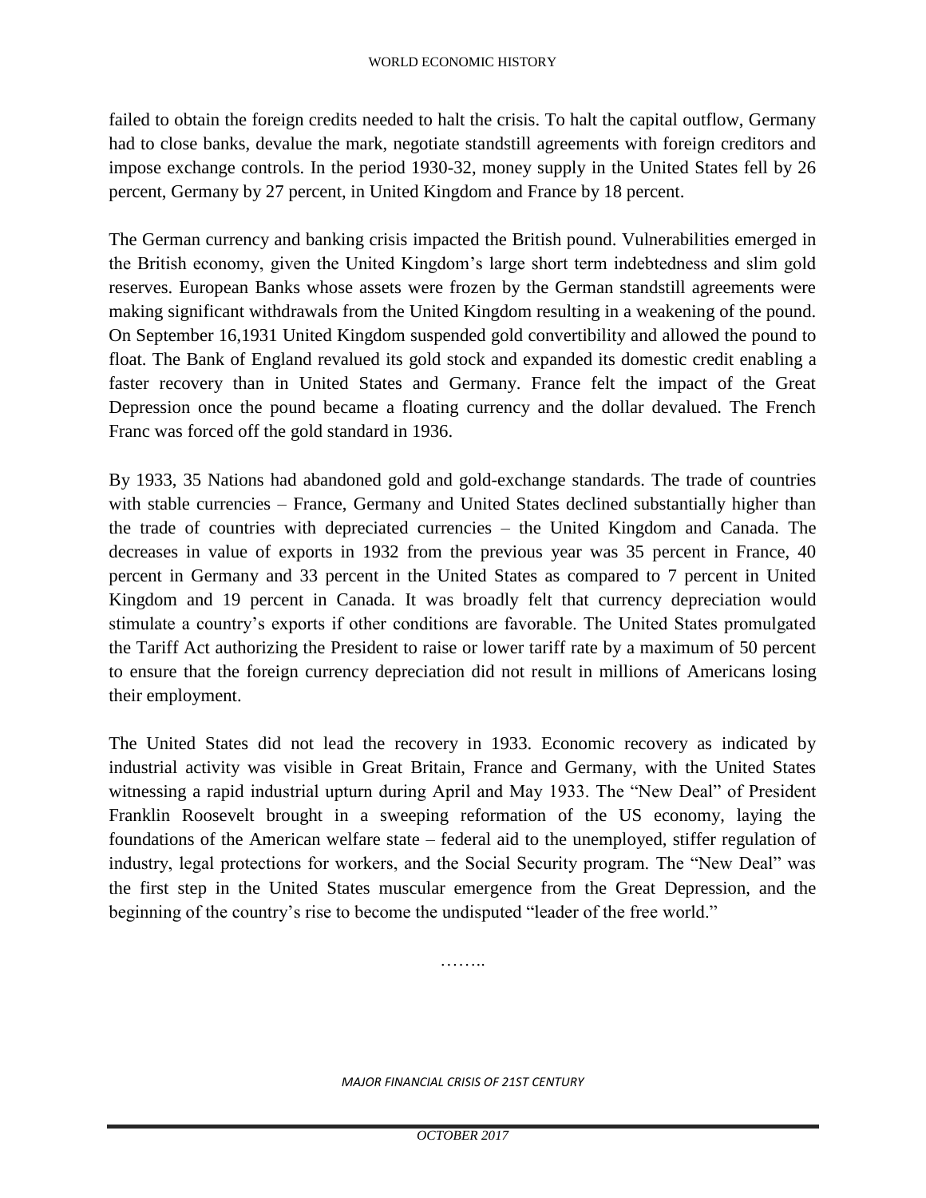failed to obtain the foreign credits needed to halt the crisis. To halt the capital outflow, Germany had to close banks, devalue the mark, negotiate standstill agreements with foreign creditors and impose exchange controls. In the period 1930-32, money supply in the United States fell by 26 percent, Germany by 27 percent, in United Kingdom and France by 18 percent.

The German currency and banking crisis impacted the British pound. Vulnerabilities emerged in the British economy, given the United Kingdom's large short term indebtedness and slim gold reserves. European Banks whose assets were frozen by the German standstill agreements were making significant withdrawals from the United Kingdom resulting in a weakening of the pound. On September 16,1931 United Kingdom suspended gold convertibility and allowed the pound to float. The Bank of England revalued its gold stock and expanded its domestic credit enabling a faster recovery than in United States and Germany. France felt the impact of the Great Depression once the pound became a floating currency and the dollar devalued. The French Franc was forced off the gold standard in 1936.

By 1933, 35 Nations had abandoned gold and gold-exchange standards. The trade of countries with stable currencies – France, Germany and United States declined substantially higher than the trade of countries with depreciated currencies – the United Kingdom and Canada. The decreases in value of exports in 1932 from the previous year was 35 percent in France, 40 percent in Germany and 33 percent in the United States as compared to 7 percent in United Kingdom and 19 percent in Canada. It was broadly felt that currency depreciation would stimulate a country's exports if other conditions are favorable. The United States promulgated the Tariff Act authorizing the President to raise or lower tariff rate by a maximum of 50 percent to ensure that the foreign currency depreciation did not result in millions of Americans losing their employment.

The United States did not lead the recovery in 1933. Economic recovery as indicated by industrial activity was visible in Great Britain, France and Germany, with the United States witnessing a rapid industrial upturn during April and May 1933. The "New Deal" of President Franklin Roosevelt brought in a sweeping reformation of the US economy, laying the foundations of the American welfare state – federal aid to the unemployed, stiffer regulation of industry, legal protections for workers, and the Social Security program. The "New Deal" was the first step in the United States muscular emergence from the Great Depression, and the beginning of the country's rise to become the undisputed "leader of the free world."

……..